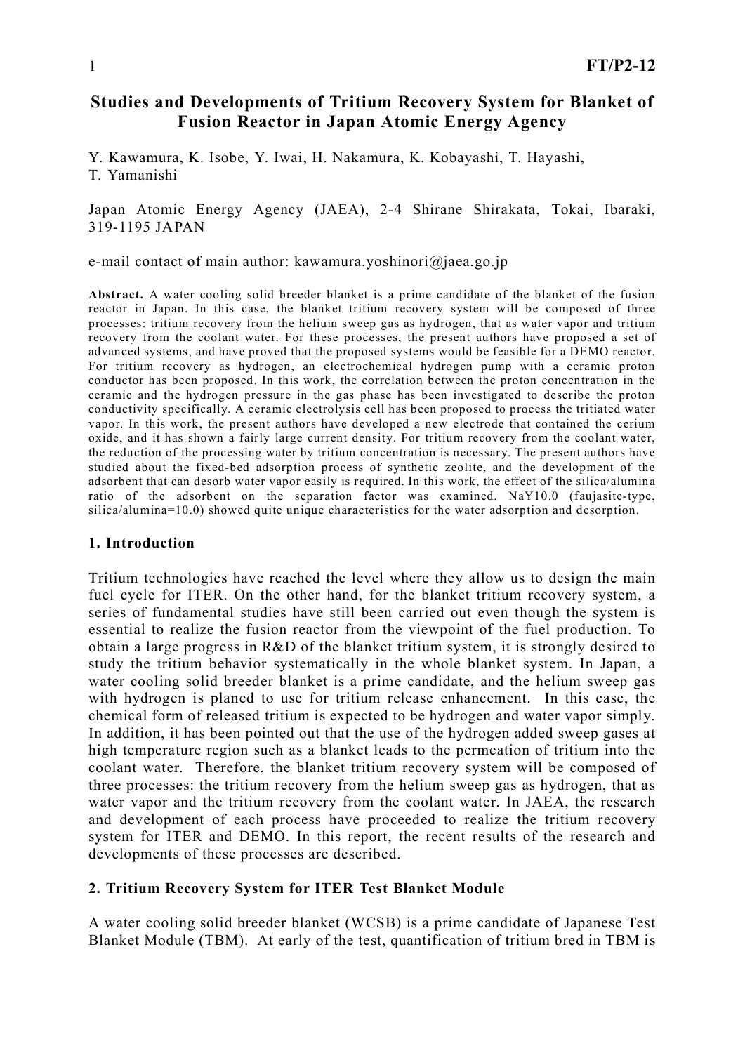# Studies and Developments of Tritium Recovery System for Blanket of Fusion Reactor in Japan Atomic Energy Agency

Y. Kawamura, K. Isobe, Y. Iwai, H. Nakamura, K. Kobayashi, T. Hayashi, T. Yamanishi

Japan Atomic Energy Agency (JAEA), 2-4 Shirane Shirakata, Tokai, Ibaraki, 319-1195 JAPAN

e-mail contact of main author: kawamura.yoshinori@jaea.go.jp

**Abstract.** A water cooling solid breeder blanket is a prime candidate of the blanket of the fusion reactor in Japan. In this case, the blanket tritium recovery system will be composed of three processes: tritium recovery from the helium sweep gas as hydrogen, that as water vapor and tritium recovery from the coolant water. For these processes, the present authors have proposed a set of advanced systems, and have proved that the proposed systems would be feasible for a DEMO reactor. For tritium recovery as hydrogen, an electrochemical hydrogen pump with a ceramic proton conductor has been proposed. In this work, the correlation between the proton concentration in the ceramic and the hydrogen pressure in the gas phase has been investigated to describe the proton conductivity specifically. A ceramic electrolysis cell has been proposed to process the tritiated water vapor. In this work, the present authors have developed a new electrode that contained the cerium oxide, and it has shown a fairly large current density. For tritium recovery from the coolant water, the reduction of the processing water by tritium concentration is necessary. The present authors have studied about the fixed-bed adsorption process of synthetic zeolite, and the development of the adsorbent that can desorb water vapor easily is required. In this work, the effect of the silica/alumina ratio of the adsorbent on the separation factor was examined. NaY10.0 (faujasite-type, silica/alumina=10.0) showed quite unique characteristics for the water adsorption and desorption.

## 1. Introduction

Tritium technologies have reached the level where they allow us to design the main fuel cycle for ITER. On the other hand, for the blanket tritium recovery system, a series of fundamental studies have still been carried out even though the system is essential to realize the fusion reactor from the viewpoint of the fuel production. To obtain a large progress in R&D of the blanket tritium system, it is strongly desired to study the tritium behavior systematically in the whole blanket system. In Japan, a water cooling solid breeder blanket is a prime candidate, and the helium sweep gas with hydrogen is planed to use for tritium release enhancement. In this case, the chemical form of released tritium is expected to be hydrogen and water vapor simply. In addition, it has been pointed out that the use of the hydrogen added sweep gases at high temperature region such as a blanket leads to the permeation of tritium into the coolant water. Therefore, the blanket tritium recovery system will be composed of three processes: the tritium recovery from the helium sweep gas as hydrogen, that as water vapor and the tritium recovery from the coolant water. In JAEA, the research and development of each process have proceeded to realize the tritium recovery system for ITER and DEMO. In this report, the recent results of the research and developments of these processes are described.

## 2. Tritium Recovery System for ITER Test Blanket Module

A water cooling solid breeder blanket (WCSB) is a prime candidate of Japanese Test Blanket Module (TBM). At early of the test, quantification of tritium bred in TBM is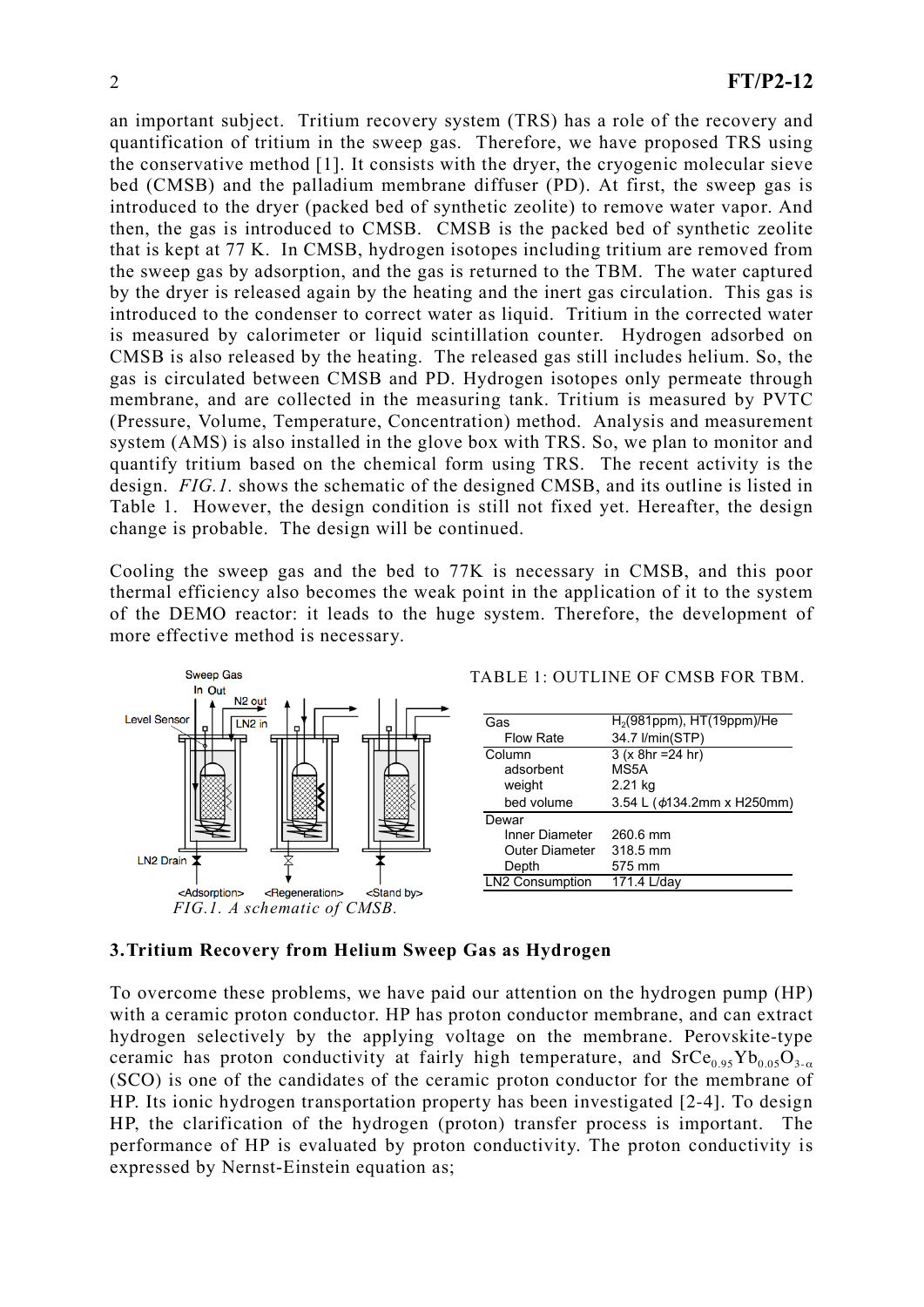an important subject. Tritium recovery system (TRS) has a role of the recovery and quantification of tritium in the sweep gas. Therefore, we have proposed TRS using the conservative method [1]. It consists with the dryer, the cryogenic molecular sieve bed (CMSB) and the palladium membrane diffuser (PD). At first, the sweep gas is introduced to the dryer (packed bed of synthetic zeolite) to remove water vapor. And then, the gas is introduced to CMSB. CMSB is the packed bed of synthetic zeolite that is kept at 77 K. In CMSB, hydrogen isotopes including tritium are removed from the sweep gas by adsorption, and the gas is returned to the TBM. The water captured by the dryer is released again by the heating and the inert gas circulation. This gas is introduced to the condenser to correct water as liquid. Tritium in the corrected water is measured by calorimeter or liquid scintillation counter. Hydrogen adsorbed on CMSB is also released by the heating. The released gas still includes helium. So, the gas is circulated between CMSB and PD. Hydrogen isotopes only permeate through membrane, and are collected in the measuring tank. Tritium is measured by PVTC (Pressure, Volume, Temperature, Concentration) method. Analysis and measurement system (AMS) is also installed in the glove box with TRS. So, we plan to monitor and quantify tritium based on the chemical form using TRS. The recent activity is the design. *FIG.1.* shows the schematic of the designed CMSB, and its outline is listed in Table 1. However, the design condition is still not fixed yet. Hereafter, the design change is probable. The design will be continued.

Cooling the sweep gas and the bed to 77K is necessary in CMSB, and this poor thermal efficiency also becomes the weak point in the application of it to the system of the DEMO reactor: it leads to the huge system. Therefore, the development of more effective method is necessary.

Sweep Gas In Out, N2 out, Level Sensor, LN2 in, LN2 Drain

<Adsorption> <Regeneration> <Stand by>

*FIG.1. A schematic of CMSB.*

TABLE 1: OUTLINE OF CMSB FOR TBM.

| | |
|---|---|
| Gas | $H_2$(981ppm), HT(19ppm)/He |
| Flow Rate | 34.7 l/min(STP) |
| Column | 3 (x 8hr =24 hr) |
| adsorbent | MS5A |
| weight | 2.21 kg |
| bed volume | 3.54 L ($\phi$134.2mm x H250mm) |
| Dewar | |
| Inner Diameter | 260.6 mm |
| Outer Diameter | 318.5 mm |
| Depth | 575 mm |
| LN2 Consumption | 171.4 L/day |

## 3. Tritium Recovery from Helium Sweep Gas as Hydrogen

To overcome these problems, we have paid our attention on the hydrogen pump (HP) with a ceramic proton conductor. HP has proton conductor membrane, and can extract hydrogen selectively by the applying voltage on the membrane. Perovskite-type ceramic has proton conductivity at fairly high temperature, and $SrCe_{0.95}Yb_{0.05}O_{3-\alpha}$ (SCO) is one of the candidates of the ceramic proton conductor for the membrane of HP. Its ionic hydrogen transportation property has been investigated [2-4]. To design HP, the clarification of the hydrogen (proton) transfer process is important. The performance of HP is evaluated by proton conductivity. The proton conductivity is expressed by Nernst-Einstein equation as;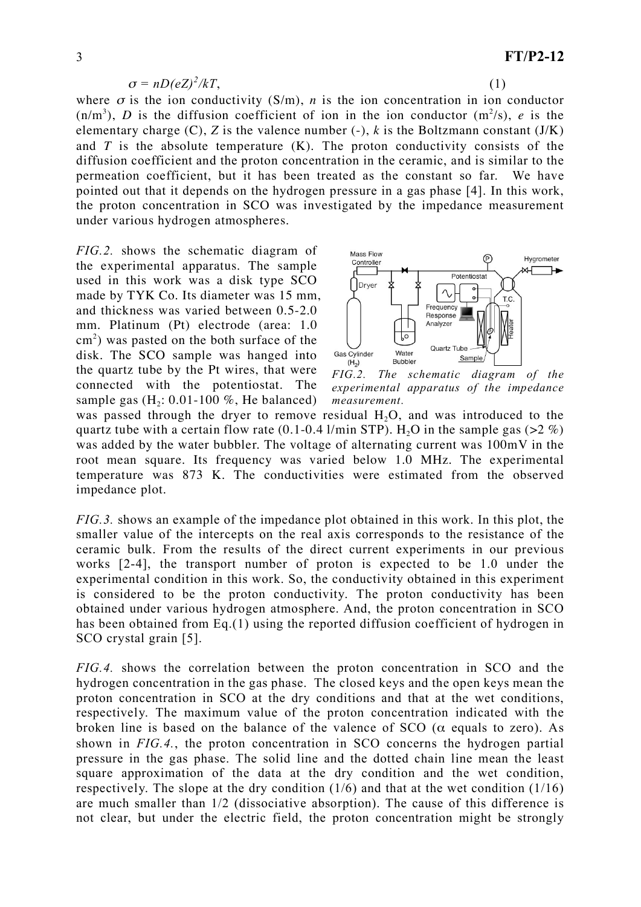$$\sigma = nD(eZ)^2/kT, \qquad (1)$$

where $\sigma$ is the ion conductivity (S/m), $n$ is the ion concentration in ion conductor ($n/m^3$), $D$ is the diffusion coefficient of ion in the ion conductor ($m^2/s$), $e$ is the elementary charge (C), $Z$ is the valence number (-), $k$ is the Boltzmann constant (J/K) and $T$ is the absolute temperature (K). The proton conductivity consists of the diffusion coefficient and the proton concentration in the ceramic, and is similar to the permeation coefficient, but it has been treated as the constant so far. We have pointed out that it depends on the hydrogen pressure in a gas phase [4]. In this work, the proton concentration in SCO was investigated by the impedance measurement under various hydrogen atmospheres.

*FIG.2.* shows the schematic diagram of the experimental apparatus. The sample used in this work was a disk type SCO made by TYK Co. Its diameter was 15 mm, and thickness was varied between 0.5-2.0 mm. Platinum (Pt) electrode (area: 1.0 $cm^2$) was pasted on the both surface of the disk. The SCO sample was hanged into the quartz tube by the Pt wires, that were connected with the potentiostat. The sample gas ($H_2$: 0.01-100 %, He balanced) was passed through the dryer to remove residual $H_2O$, and was introduced to the quartz tube with a certain flow rate (0.1-0.4 l/min STP). $H_2O$ in the sample gas (>2 %) was added by the water bubbler. The voltage of alternating current was 100mV in the root mean square. Its frequency was varied below 1.0 MHz. The experimental temperature was 873 K. The conductivities were estimated from the observed impedance plot.

*FIG.2. The schematic diagram of the experimental apparatus of the impedance measurement.*

*FIG.3.* shows an example of the impedance plot obtained in this work. In this plot, the smaller value of the intercepts on the real axis corresponds to the resistance of the ceramic bulk. From the results of the direct current experiments in our previous works [2-4], the transport number of proton is expected to be 1.0 under the experimental condition in this work. So, the conductivity obtained in this experiment is considered to be the proton conductivity. The proton conductivity has been obtained under various hydrogen atmosphere. And, the proton concentration in SCO has been obtained from Eq.(1) using the reported diffusion coefficient of hydrogen in SCO crystal grain [5].

*FIG.4.* shows the correlation between the proton concentration in SCO and the hydrogen concentration in the gas phase. The closed keys and the open keys mean the proton concentration in SCO at the dry conditions and that at the wet conditions, respectively. The maximum value of the proton concentration indicated with the broken line is based on the balance of the valence of SCO ($\alpha$ equals to zero). As shown in *FIG.4.*, the proton concentration in SCO concerns the hydrogen partial pressure in the gas phase. The solid line and the dotted chain line mean the least square approximation of the data at the dry condition and the wet condition, respectively. The slope at the dry condition (1/6) and that at the wet condition (1/16) are much smaller than 1/2 (dissociative absorption). The cause of this difference is not clear, but under the electric field, the proton concentration might be strongly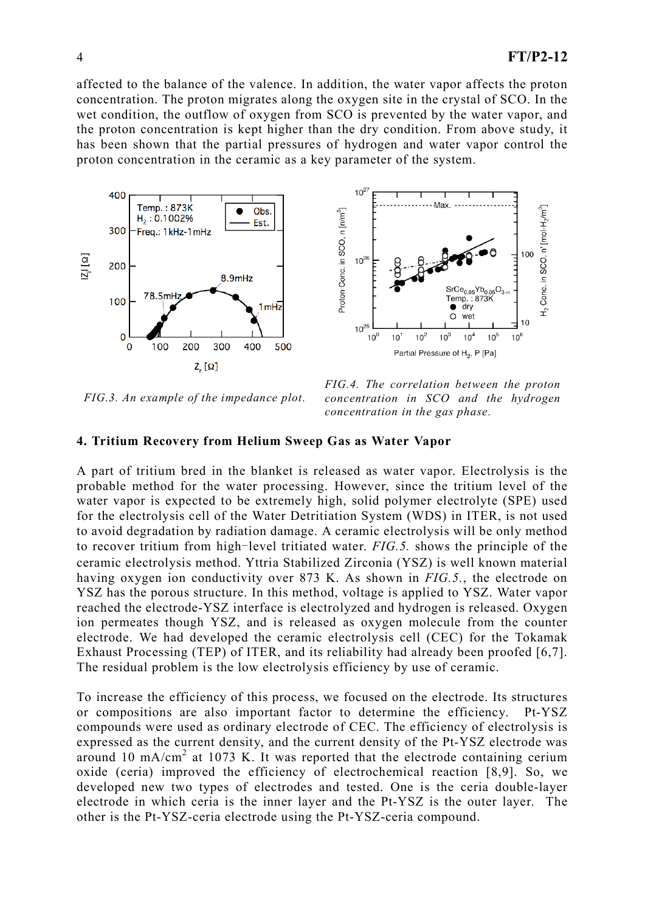affected to the balance of the valence. In addition, the water vapor affects the proton concentration. The proton migrates along the oxygen site in the crystal of SCO. In the wet condition, the outflow of oxygen from SCO is prevented by the water vapor, and the proton concentration is kept higher than the dry condition. From above study, it has been shown that the partial pressures of hydrogen and water vapor control the proton concentration in the ceramic as a key parameter of the system.

*FIG.3. An example of the impedance plot.*

*FIG.4. The correlation between the proton concentration in SCO and the hydrogen concentration in the gas phase.*

## 4. Tritium Recovery from Helium Sweep Gas as Water Vapor

A part of tritium bred in the blanket is released as water vapor. Electrolysis is the probable method for the water processing. However, since the tritium level of the water vapor is expected to be extremely high, solid polymer electrolyte (SPE) used for the electrolysis cell of the Water Detritiation System (WDS) in ITER, is not used to avoid degradation by radiation damage. A ceramic electrolysis will be only method to recover tritium from high-level tritiated water. *FIG.5.* shows the principle of the ceramic electrolysis method. Yttria Stabilized Zirconia (YSZ) is well known material having oxygen ion conductivity over 873 K. As shown in *FIG.5.*, the electrode on YSZ has the porous structure. In this method, voltage is applied to YSZ. Water vapor reached the electrode-YSZ interface is electrolyzed and hydrogen is released. Oxygen ion permeates though YSZ, and is released as oxygen molecule from the counter electrode. We had developed the ceramic electrolysis cell (CEC) for the Tokamak Exhaust Processing (TEP) of ITER, and its reliability had already been proofed [6,7]. The residual problem is the low electrolysis efficiency by use of ceramic.

To increase the efficiency of this process, we focused on the electrode. Its structures or compositions are also important factor to determine the efficiency. Pt-YSZ compounds were used as ordinary electrode of CEC. The efficiency of electrolysis is expressed as the current density, and the current density of the Pt-YSZ electrode was around 10 mA/cm$^2$ at 1073 K. It was reported that the electrode containing cerium oxide (ceria) improved the efficiency of electrochemical reaction [8,9]. So, we developed new two types of electrodes and tested. One is the ceria double-layer electrode in which ceria is the inner layer and the Pt-YSZ is the outer layer. The other is the Pt-YSZ-ceria electrode using the Pt-YSZ-ceria compound.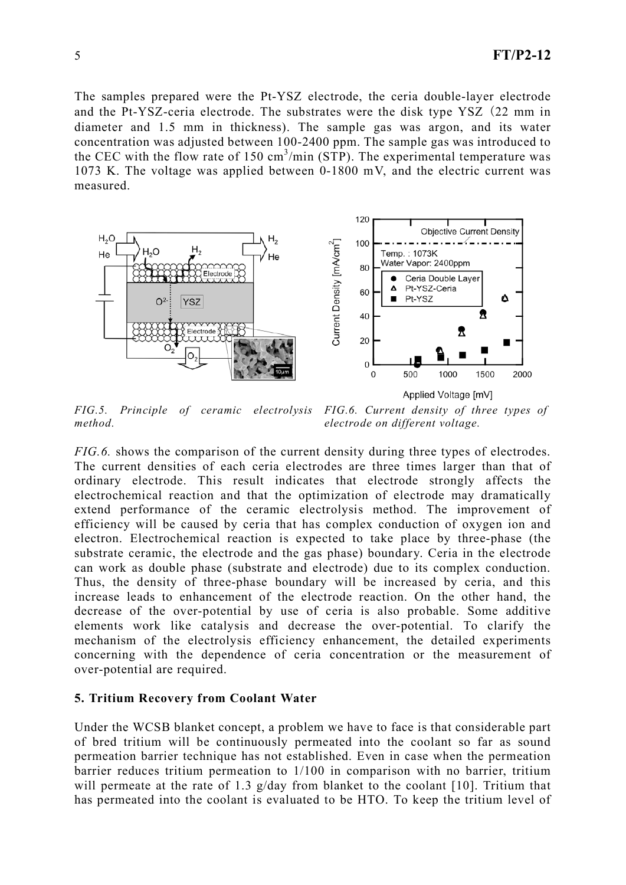The samples prepared were the Pt-YSZ electrode, the ceria double-layer electrode and the Pt-YSZ-ceria electrode. The substrates were the disk type YSZ (22 mm in diameter and 1.5 mm in thickness). The sample gas was argon, and its water concentration was adjusted between 100-2400 ppm. The sample gas was introduced to the CEC with the flow rate of 150 $cm^3$/min (STP). The experimental temperature was 1073 K. The voltage was applied between 0-1800 mV, and the electric current was measured.

*FIG.5. Principle of ceramic electrolysis method.*

*FIG.6. Current density of three types of electrode on different voltage.*

*FIG.6.* shows the comparison of the current density during three types of electrodes. The current densities of each ceria electrodes are three times larger than that of ordinary electrode. This result indicates that electrode strongly affects the electrochemical reaction and that the optimization of electrode may dramatically extend performance of the ceramic electrolysis method. The improvement of efficiency will be caused by ceria that has complex conduction of oxygen ion and electron. Electrochemical reaction is expected to take place by three-phase (the substrate ceramic, the electrode and the gas phase) boundary. Ceria in the electrode can work as double phase (substrate and electrode) due to its complex conduction. Thus, the density of three-phase boundary will be increased by ceria, and this increase leads to enhancement of the electrode reaction. On the other hand, the decrease of the over-potential by use of ceria is also probable. Some additive elements work like catalysis and decrease the over-potential. To clarify the mechanism of the electrolysis efficiency enhancement, the detailed experiments concerning with the dependence of ceria concentration or the measurement of over-potential are required.

### 5. Tritium Recovery from Coolant Water

Under the WCSB blanket concept, a problem we have to face is that considerable part of bred tritium will be continuously permeated into the coolant so far as sound permeation barrier technique has not established. Even in case when the permeation barrier reduces tritium permeation to 1/100 in comparison with no barrier, tritium will permeate at the rate of 1.3 g/day from blanket to the coolant [10]. Tritium that has permeated into the coolant is evaluated to be HTO. To keep the tritium level of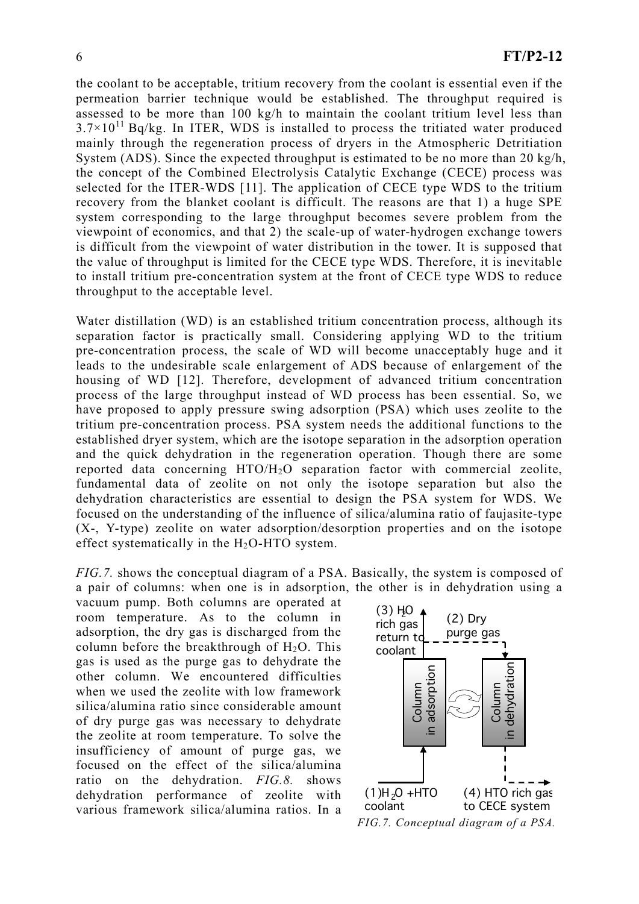the coolant to be acceptable, tritium recovery from the coolant is essential even if the permeation barrier technique would be established. The throughput required is assessed to be more than 100 kg/h to maintain the coolant tritium level less than $3.7\times10^{11}$ Bq/kg. In ITER, WDS is installed to process the tritiated water produced mainly through the regeneration process of dryers in the Atmospheric Detritiation System (ADS). Since the expected throughput is estimated to be no more than 20 kg/h, the concept of the Combined Electrolysis Catalytic Exchange (CECE) process was selected for the ITER-WDS [11]. The application of CECE type WDS to the tritium recovery from the blanket coolant is difficult. The reasons are that 1) a huge SPE system corresponding to the large throughput becomes severe problem from the viewpoint of economics, and that 2) the scale-up of water-hydrogen exchange towers is difficult from the viewpoint of water distribution in the tower. It is supposed that the value of throughput is limited for the CECE type WDS. Therefore, it is inevitable to install tritium pre-concentration system at the front of CECE type WDS to reduce throughput to the acceptable level.

Water distillation (WD) is an established tritium concentration process, although its separation factor is practically small. Considering applying WD to the tritium pre-concentration process, the scale of WD will become unacceptably huge and it leads to the undesirable scale enlargement of ADS because of enlargement of the housing of WD [12]. Therefore, development of advanced tritium concentration process of the large throughput instead of WD process has been essential. So, we have proposed to apply pressure swing adsorption (PSA) which uses zeolite to the tritium pre-concentration process. PSA system needs the additional functions to the established dryer system, which are the isotope separation in the adsorption operation and the quick dehydration in the regeneration operation. Though there are some reported data concerning $HTO/H_2O$ separation factor with commercial zeolite, fundamental data of zeolite on not only the isotope separation but also the dehydration characteristics are essential to design the PSA system for WDS. We focused on the understanding of the influence of silica/alumina ratio of faujasite-type (X-, Y-type) zeolite on water adsorption/desorption properties and on the isotope effect systematically in the $H_2O$-HTO system.

*FIG.7.* shows the conceptual diagram of a PSA. Basically, the system is composed of a pair of columns: when one is in adsorption, the other is in dehydration using a vacuum pump. Both columns are operated at room temperature. As to the column in adsorption, the dry gas is discharged from the column before the breakthrough of $H_2O$. This gas is used as the purge gas to dehydrate the other column. We encountered difficulties when we used the zeolite with low framework silica/alumina ratio since considerable amount of dry purge gas was necessary to dehydrate the zeolite at room temperature. To solve the insufficiency of amount of purge gas, we focused on the effect of the silica/alumina ratio on the dehydration. *FIG.8.* shows dehydration performance of zeolite with various framework silica/alumina ratios. In a

(3) $H_2O$ rich gas return to coolant

(2) Dry purge gas

Column in adsorption

Column in dehydration

(1) $H_2O$ +HTO coolant

(4) HTO rich gas to CECE system

*FIG.7. Conceptual diagram of a PSA.*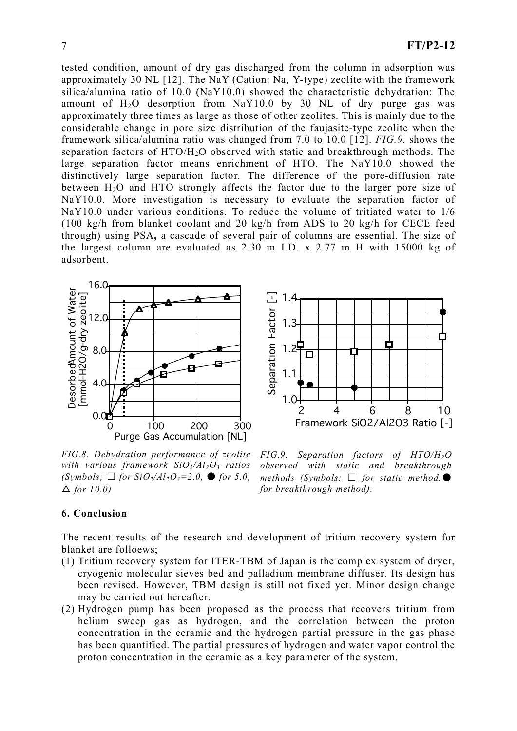tested condition, amount of dry gas discharged from the column in adsorption was approximately 30 NL [12]. The NaY (Cation: Na, Y-type) zeolite with the framework silica/alumina ratio of 10.0 (NaY10.0) showed the characteristic dehydration: The amount of $H_2O$ desorption from NaY10.0 by 30 NL of dry purge gas was approximately three times as large as those of other zeolites. This is mainly due to the considerable change in pore size distribution of the faujasite-type zeolite when the framework silica/alumina ratio was changed from 7.0 to 10.0 [12]. *FIG.9.* shows the separation factors of $HTO/H_2O$ observed with static and breakthrough methods. The large separation factor means enrichment of HTO. The NaY10.0 showed the distinctively large separation factor. The difference of the pore-diffusion rate between $H_2O$ and HTO strongly affects the factor due to the larger pore size of NaY10.0. More investigation is necessary to evaluate the separation factor of NaY10.0 under various conditions. To reduce the volume of tritiated water to 1/6 (100 kg/h from blanket coolant and 20 kg/h from ADS to 20 kg/h for CECE feed through) using PSA**,** a cascade of several pair of columns are essential. The size of the largest column are evaluated as 2.30 m I.D. x 2.77 m H with 15000 kg of adsorbent.

*FIG.8. Dehydration performance of zeolite with various framework $SiO_2/Al_2O_3$ ratios (Symbols; □ for $SiO_2/Al_2O_3$=2.0, ● for 5.0, △ for 10.0)*

*FIG.9. Separation factors of $HTO/H_2O$ observed with static and breakthrough methods (Symbols; □ for static method, ● for breakthrough method).*

## 6. Conclusion

The recent results of the research and development of tritium recovery system for blanket are folloews;

(1) Tritium recovery system for ITER-TBM of Japan is the complex system of dryer, cryogenic molecular sieves bed and palladium membrane diffuser. Its design has been revised. However, TBM design is still not fixed yet. Minor design change may be carried out hereafter.

(2) Hydrogen pump has been proposed as the process that recovers tritium from helium sweep gas as hydrogen, and the correlation between the proton concentration in the ceramic and the hydrogen partial pressure in the gas phase has been quantified. The partial pressures of hydrogen and water vapor control the proton concentration in the ceramic as a key parameter of the system.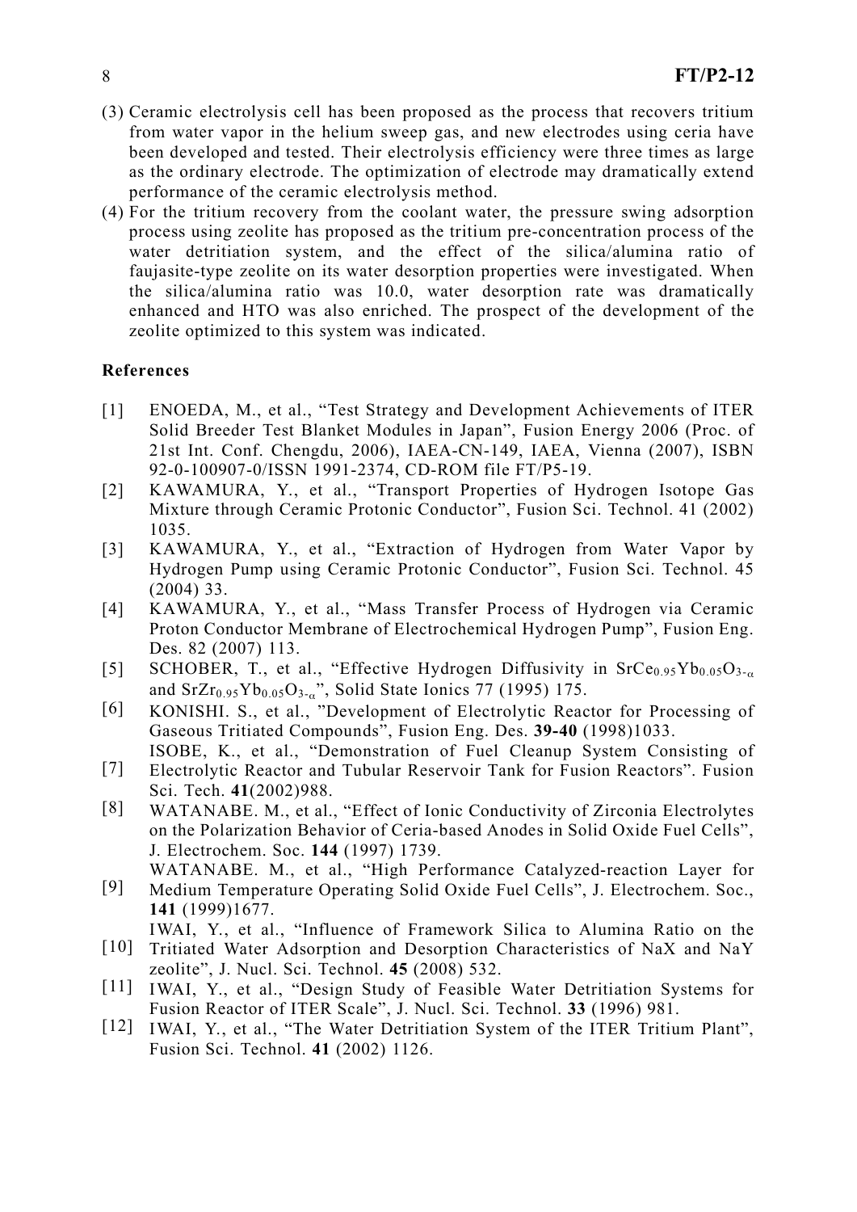(3) Ceramic electrolysis cell has been proposed as the process that recovers tritium from water vapor in the helium sweep gas, and new electrodes using ceria have been developed and tested. Their electrolysis efficiency were three times as large as the ordinary electrode. The optimization of electrode may dramatically extend performance of the ceramic electrolysis method.

(4) For the tritium recovery from the coolant water, the pressure swing adsorption process using zeolite has proposed as the tritium pre-concentration process of the water detritiation system, and the effect of the silica/alumina ratio of faujasite-type zeolite on its water desorption properties were investigated. When the silica/alumina ratio was 10.0, water desorption rate was dramatically enhanced and HTO was also enriched. The prospect of the development of the zeolite optimized to this system was indicated.

**References**

[1] ENOEDA, M., et al., "Test Strategy and Development Achievements of ITER Solid Breeder Test Blanket Modules in Japan", Fusion Energy 2006 (Proc. of 21st Int. Conf. Chengdu, 2006), IAEA-CN-149, IAEA, Vienna (2007), ISBN 92-0-100907-0/ISSN 1991-2374, CD-ROM file FT/P5-19.

[2] KAWAMURA, Y., et al., "Transport Properties of Hydrogen Isotope Gas Mixture through Ceramic Protonic Conductor", Fusion Sci. Technol. 41 (2002) 1035.

[3] KAWAMURA, Y., et al., "Extraction of Hydrogen from Water Vapor by Hydrogen Pump using Ceramic Protonic Conductor", Fusion Sci. Technol. 45 (2004) 33.

[4] KAWAMURA, Y., et al., "Mass Transfer Process of Hydrogen via Ceramic Proton Conductor Membrane of Electrochemical Hydrogen Pump", Fusion Eng. Des. 82 (2007) 113.

[5] SCHOBER, T., et al., "Effective Hydrogen Diffusivity in $SrCe_{0.95}Yb_{0.05}O_{3-\alpha}$ and $SrZr_{0.95}Yb_{0.05}O_{3-\alpha}$", Solid State Ionics 77 (1995) 175.

[6] KONISHI. S., et al., "Development of Electrolytic Reactor for Processing of Gaseous Tritiated Compounds", Fusion Eng. Des. **39-40** (1998)1033.

[7] ISOBE, K., et al., "Demonstration of Fuel Cleanup System Consisting of Electrolytic Reactor and Tubular Reservoir Tank for Fusion Reactors". Fusion Sci. Tech. **41**(2002)988.

[8] WATANABE. M., et al., "Effect of Ionic Conductivity of Zirconia Electrolytes on the Polarization Behavior of Ceria-based Anodes in Solid Oxide Fuel Cells", J. Electrochem. Soc. **144** (1997) 1739.

[9] WATANABE. M., et al., "High Performance Catalyzed-reaction Layer for Medium Temperature Operating Solid Oxide Fuel Cells", J. Electrochem. Soc., **141** (1999)1677.

[10] IWAI, Y., et al., "Influence of Framework Silica to Alumina Ratio on the Tritiated Water Adsorption and Desorption Characteristics of NaX and NaY zeolite", J. Nucl. Sci. Technol. **45** (2008) 532.

[11] IWAI, Y., et al., "Design Study of Feasible Water Detritiation Systems for Fusion Reactor of ITER Scale", J. Nucl. Sci. Technol. **33** (1996) 981.

[12] IWAI, Y., et al., "The Water Detritiation System of the ITER Tritium Plant", Fusion Sci. Technol. **41** (2002) 1126.